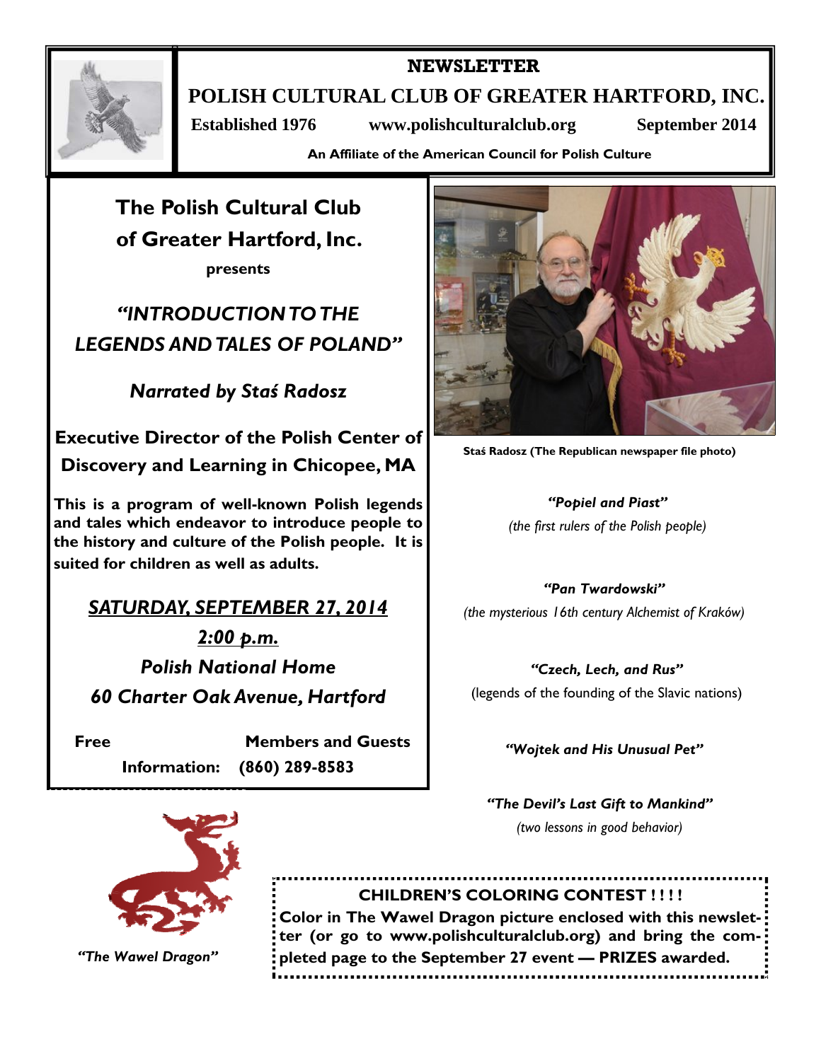# NEWSLETTER

## POLISH CULTURAL CLUB OF GREATER HARTFORD, INC.

**Established 1976** **www.polishculturalclub.org** **September 2014**

**An Affiliate of the American Council for Polish Culture**

## The Polish Cultural Club of Greater Hartford, Inc.

**presents**

## *"INTRODUCTION TO THE LEGENDS AND TALES OF POLAND"*

### *Narrated by Staś Radosz*

**Executive Director of the Polish Center of Discovery and Learning in Chicopee, MA**

**This is a program of well-known Polish legends and tales which endeavor to introduce people to the history and culture of the Polish people. It is suited for children as well as adults.**

***SATURDAY, SEPTEMBER 27, 2014***

***2:00 p.m.***

***Polish National Home***

***60 Charter Oak Avenue, Hartford***

**Free** **Members and Guests**

**Information: (860) 289-8583**

**Staś Radosz (The Republican newspaper file photo)**

***"Popiel and Piast"***
*(the first rulers of the Polish people)*

***"Pan Twardowski"***
*(the mysterious 16th century Alchemist of Kraków)*

***"Czech, Lech, and Rus"***
(legends of the founding of the Slavic nations)

***"Wojtek and His Unusual Pet"***

***"The Devil's Last Gift to Mankind"***
*(two lessons in good behavior)*

*"The Wawel Dragon"*

**CHILDREN'S COLORING CONTEST ! ! ! !**

**Color in The Wawel Dragon picture enclosed with this newsletter (or go to www.polishculturalclub.org) and bring the completed page to the September 27 event — PRIZES awarded.**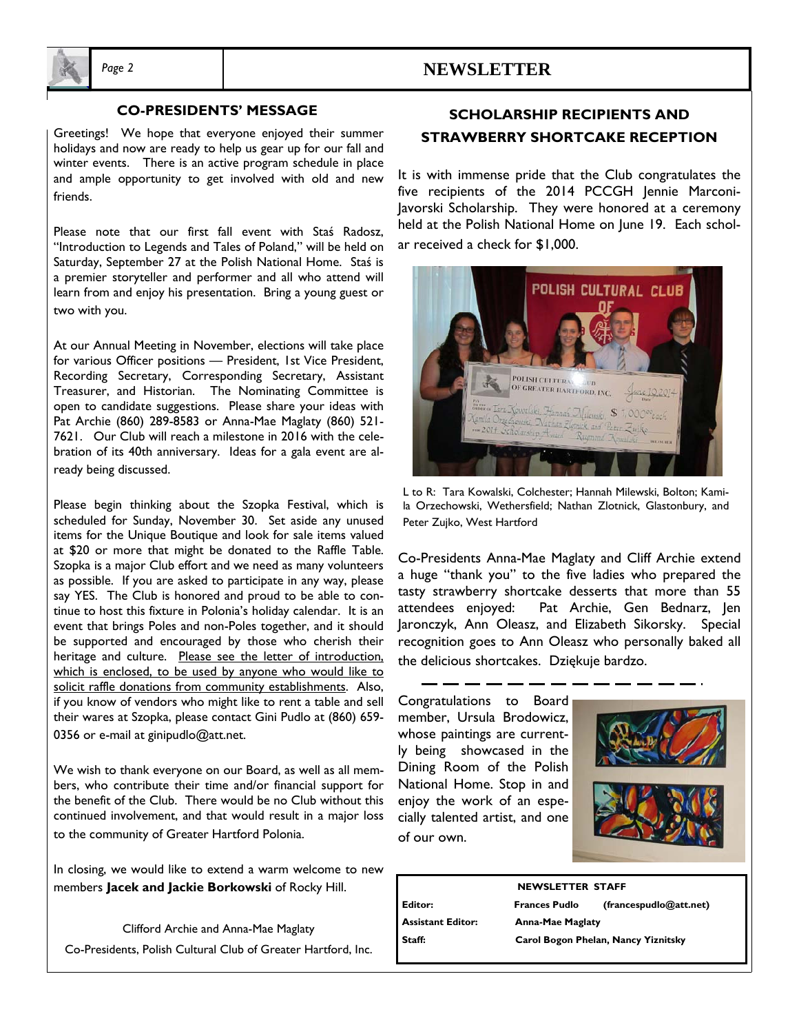## CO-PRESIDENTS' MESSAGE

Greetings! We hope that everyone enjoyed their summer holidays and now are ready to help us gear up for our fall and winter events. There is an active program schedule in place and ample opportunity to get involved with old and new friends.

Please note that our first fall event with Staś Radosz, "Introduction to Legends and Tales of Poland," will be held on Saturday, September 27 at the Polish National Home. Staś is a premier storyteller and performer and all who attend will learn from and enjoy his presentation. Bring a young guest or two with you.

At our Annual Meeting in November, elections will take place for various Officer positions — President, 1st Vice President, Recording Secretary, Corresponding Secretary, Assistant Treasurer, and Historian. The Nominating Committee is open to candidate suggestions. Please share your ideas with Pat Archie (860) 289-8583 or Anna-Mae Maglaty (860) 521-7621. Our Club will reach a milestone in 2016 with the celebration of its 40th anniversary. Ideas for a gala event are already being discussed.

Please begin thinking about the Szopka Festival, which is scheduled for Sunday, November 30. Set aside any unused items for the Unique Boutique and look for sale items valued at $20 or more that might be donated to the Raffle Table. Szopka is a major Club effort and we need as many volunteers as possible. If you are asked to participate in any way, please say YES. The Club is honored and proud to be able to continue to host this fixture in Polonia's holiday calendar. It is an event that brings Poles and non-Poles together, and it should be supported and encouraged by those who cherish their heritage and culture. Please see the letter of introduction, which is enclosed, to be used by anyone who would like to solicit raffle donations from community establishments. Also, if you know of vendors who might like to rent a table and sell their wares at Szopka, please contact Gini Pudlo at (860) 659-0356 or e-mail at ginipudlo@att.net.

We wish to thank everyone on our Board, as well as all members, who contribute their time and/or financial support for the benefit of the Club. There would be no Club without this continued involvement, and that would result in a major loss to the community of Greater Hartford Polonia.

In closing, we would like to extend a warm welcome to new members **Jacek and Jackie Borkowski** of Rocky Hill.

Clifford Archie and Anna-Mae Maglaty
Co-Presidents, Polish Cultural Club of Greater Hartford, Inc.

## SCHOLARSHIP RECIPIENTS AND STRAWBERRY SHORTCAKE RECEPTION

It is with immense pride that the Club congratulates the five recipients of the 2014 PCCGH Jennie Marconi-Javorski Scholarship. They were honored at a ceremony held at the Polish National Home on June 19. Each scholar received a check for $1,000.

L to R: Tara Kowalski, Colchester; Hannah Milewski, Bolton; Kamila Orzechowski, Wethersfield; Nathan Zlotnick, Glastonbury, and Peter Zujko, West Hartford

Co-Presidents Anna-Mae Maglaty and Cliff Archie extend a huge "thank you" to the five ladies who prepared the tasty strawberry shortcake desserts that more than 55 attendees enjoyed: Pat Archie, Gen Bednarz, Jen Jaronczyk, Ann Oleasz, and Elizabeth Sikorsky. Special recognition goes to Ann Oleasz who personally baked all the delicious shortcakes. Dziękuje bardzo.

---

Congratulations to Board member, Ursula Brodowicz, whose paintings are currently being showcased in the Dining Room of the Polish National Home. Stop in and enjoy the work of an especially talented artist, and one of our own.

**NEWSLETTER STAFF**

| | |
|---|---|
| **Editor:** | **Frances Pudlo** (francespudlo@att.net) |
| **Assistant Editor:** | **Anna-Mae Maglaty** |
| **Staff:** | **Carol Bogon Phelan, Nancy Yiznitsky** |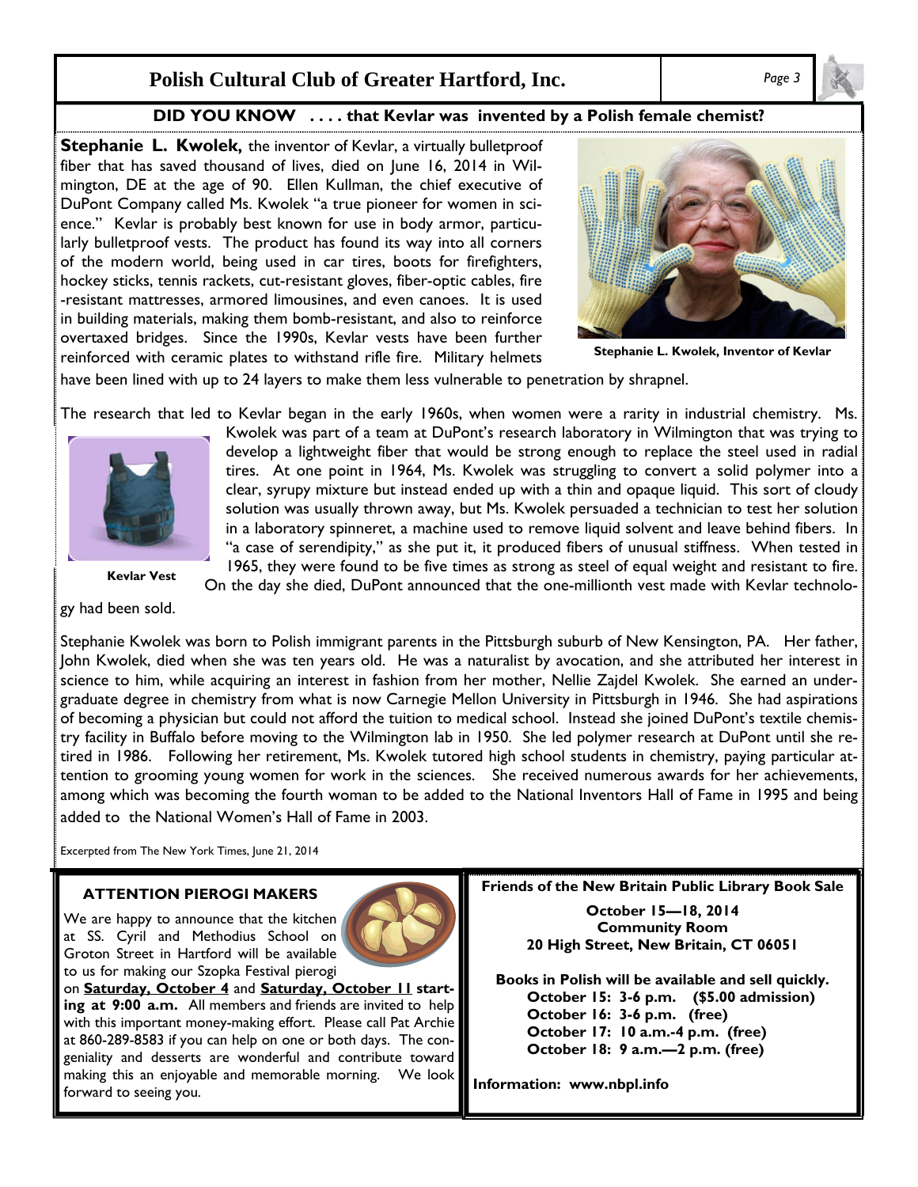# Polish Cultural Club of Greater Hartford, Inc.

## DID YOU KNOW . . . . that Kevlar was invented by a Polish female chemist?

**Stephanie L. Kwolek,** the inventor of Kevlar, a virtually bulletproof fiber that has saved thousand of lives, died on June 16, 2014 in Wilmington, DE at the age of 90. Ellen Kullman, the chief executive of DuPont Company called Ms. Kwolek "a true pioneer for women in science." Kevlar is probably best known for use in body armor, particularly bulletproof vests. The product has found its way into all corners of the modern world, being used in car tires, boots for firefighters, hockey sticks, tennis rackets, cut-resistant gloves, fiber-optic cables, fire-resistant mattresses, armored limousines, and even canoes. It is used in building materials, making them bomb-resistant, and also to reinforce overtaxed bridges. Since the 1990s, Kevlar vests have been further reinforced with ceramic plates to withstand rifle fire. Military helmets have been lined with up to 24 layers to make them less vulnerable to penetration by shrapnel.

**Stephanie L. Kwolek, Inventor of Kevlar**

The research that led to Kevlar began in the early 1960s, when women were a rarity in industrial chemistry. Ms. Kwolek was part of a team at DuPont's research laboratory in Wilmington that was trying to develop a lightweight fiber that would be strong enough to replace the steel used in radial tires. At one point in 1964, Ms. Kwolek was struggling to convert a solid polymer into a clear, syrupy mixture but instead ended up with a thin and opaque liquid. This sort of cloudy solution was usually thrown away, but Ms. Kwolek persuaded a technician to test her solution in a laboratory spinneret, a machine used to remove liquid solvent and leave behind fibers. In "a case of serendipity," as she put it, it produced fibers of unusual stiffness. When tested in 1965, they were found to be five times as strong as steel of equal weight and resistant to fire. On the day she died, DuPont announced that the one-millionth vest made with Kevlar technology had been sold.

**Kevlar Vest**

Stephanie Kwolek was born to Polish immigrant parents in the Pittsburgh suburb of New Kensington, PA. Her father, John Kwolek, died when she was ten years old. He was a naturalist by avocation, and she attributed her interest in science to him, while acquiring an interest in fashion from her mother, Nellie Zajdel Kwolek. She earned an undergraduate degree in chemistry from what is now Carnegie Mellon University in Pittsburgh in 1946. She had aspirations of becoming a physician but could not afford the tuition to medical school. Instead she joined DuPont's textile chemistry facility in Buffalo before moving to the Wilmington lab in 1950. She led polymer research at DuPont until she retired in 1986. Following her retirement, Ms. Kwolek tutored high school students in chemistry, paying particular attention to grooming young women for work in the sciences. She received numerous awards for her achievements, among which was becoming the fourth woman to be added to the National Inventors Hall of Fame in 1995 and being added to the National Women's Hall of Fame in 2003.

Excerpted from The New York Times, June 21, 2014

### ATTENTION PIEROGI MAKERS

We are happy to announce that the kitchen at SS. Cyril and Methodius School on Groton Street in Hartford will be available to us for making our Szopka Festival pierogi on **Saturday, October 4** and **Saturday, October 11 starting at 9:00 a.m.** All members and friends are invited to help with this important money-making effort. Please call Pat Archie at 860-289-8583 if you can help on one or both days. The congeniality and desserts are wonderful and contribute toward making this an enjoyable and memorable morning. We look forward to seeing you.

### Friends of the New Britain Public Library Book Sale

**October 15—18, 2014**
**Community Room**
**20 High Street, New Britain, CT 06051**

**Books in Polish will be available and sell quickly.**

**October 15: 3-6 p.m. ($5.00 admission)**
**October 16: 3-6 p.m. (free)**
**October 17: 10 a.m.-4 p.m. (free)**
**October 18: 9 a.m.—2 p.m. (free)**

**Information: www.nbpl.info**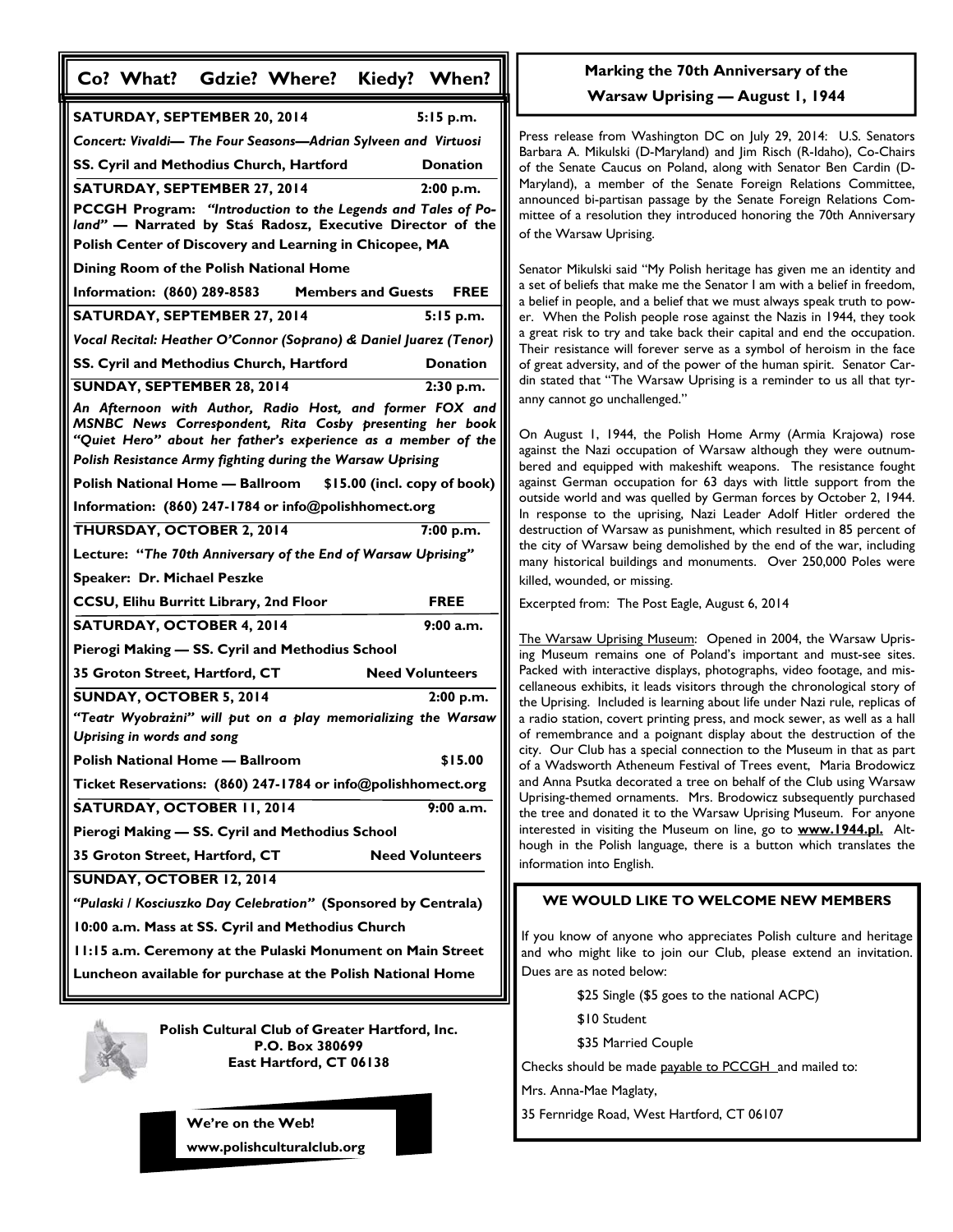## Co? What? Gdzie? Where? Kiedy? When?

**SATURDAY, SEPTEMBER 20, 2014** — **5:15 p.m.**

***Concert: Vivaldi— The Four Seasons—Adrian Sylveen and Virtuosi***

**SS. Cyril and Methodius Church, Hartford** — **Donation**

**SATURDAY, SEPTEMBER 27, 2014** — **2:00 p.m.**

**PCCGH Program: *"Introduction to the Legends and Tales of Poland"* — Narrated by Staś Radosz, Executive Director of the Polish Center of Discovery and Learning in Chicopee, MA**

**Dining Room of the Polish National Home**

**Information: (860) 289-8583** — **Members and Guests FREE**

**SATURDAY, SEPTEMBER 27, 2014** — **5:15 p.m.**

***Vocal Recital: Heather O'Connor (Soprano) & Daniel Juarez (Tenor)***

**SS. Cyril and Methodius Church, Hartford** — **Donation**

**SUNDAY, SEPTEMBER 28, 2014** — **2:30 p.m.**

***An Afternoon with Author, Radio Host, and former FOX and MSNBC News Correspondent, Rita Cosby presenting her book "Quiet Hero" about her father's experience as a member of the Polish Resistance Army fighting during the Warsaw Uprising***

**Polish National Home — Ballroom** — **$15.00 (incl. copy of book)**

**Information: (860) 247-1784 or info@polishhomect.org**

**THURSDAY, OCTOBER 2, 2014** — **7:00 p.m.**

**Lecture: "*The 70th Anniversary of the End of Warsaw Uprising*"**

**Speaker: Dr. Michael Peszke**

**CCSU, Elihu Burritt Library, 2nd Floor** — **FREE**

**SATURDAY, OCTOBER 4, 2014** — **9:00 a.m.**

**Pierogi Making — SS. Cyril and Methodius School**

**35 Groton Street, Hartford, CT** — **Need Volunteers**

**SUNDAY, OCTOBER 5, 2014** — **2:00 p.m.**

***"Teatr Wyobraźni" will put on a play memorializing the Warsaw Uprising in words and song***

**Polish National Home — Ballroom** — **$15.00**

**Ticket Reservations: (860) 247-1784 or info@polishhomect.org**

**SATURDAY, OCTOBER 11, 2014** — **9:00 a.m.**

**Pierogi Making — SS. Cyril and Methodius School**

**35 Groton Street, Hartford, CT** — **Need Volunteers**

**SUNDAY, OCTOBER 12, 2014**

***"Pulaski / Kosciuszko Day Celebration"* (Sponsored by Centrala)**

**10:00 a.m. Mass at SS. Cyril and Methodius Church**

**11:15 a.m. Ceremony at the Pulaski Monument on Main Street**

**Luncheon available for purchase at the Polish National Home**

**Polish Cultural Club of Greater Hartford, Inc.**
**P.O. Box 380699**
**East Hartford, CT 06138**

**We're on the Web!**
**www.polishculturalclub.org**

## Marking the 70th Anniversary of the Warsaw Uprising — August 1, 1944

Press release from Washington DC on July 29, 2014: U.S. Senators Barbara A. Mikulski (D-Maryland) and Jim Risch (R-Idaho), Co-Chairs of the Senate Caucus on Poland, along with Senator Ben Cardin (D-Maryland), a member of the Senate Foreign Relations Committee, announced bi-partisan passage by the Senate Foreign Relations Committee of a resolution they introduced honoring the 70th Anniversary of the Warsaw Uprising.

Senator Mikulski said "My Polish heritage has given me an identity and a set of beliefs that make me the Senator I am with a belief in freedom, a belief in people, and a belief that we must always speak truth to power. When the Polish people rose against the Nazis in 1944, they took a great risk to try and take back their capital and end the occupation. Their resistance will forever serve as a symbol of heroism in the face of great adversity, and of the power of the human spirit. Senator Cardin stated that "The Warsaw Uprising is a reminder to us all that tyranny cannot go unchallenged."

On August 1, 1944, the Polish Home Army (Armia Krajowa) rose against the Nazi occupation of Warsaw although they were outnumbered and equipped with makeshift weapons. The resistance fought against German occupation for 63 days with little support from the outside world and was quelled by German forces by October 2, 1944. In response to the uprising, Nazi Leader Adolf Hitler ordered the destruction of Warsaw as punishment, which resulted in 85 percent of the city of Warsaw being demolished by the end of the war, including many historical buildings and monuments. Over 250,000 Poles were killed, wounded, or missing.

Excerpted from: The Post Eagle, August 6, 2014

The Warsaw Uprising Museum: Opened in 2004, the Warsaw Uprising Museum remains one of Poland's important and must-see sites. Packed with interactive displays, photographs, video footage, and miscellaneous exhibits, it leads visitors through the chronological story of the Uprising. Included is learning about life under Nazi rule, replicas of a radio station, covert printing press, and mock sewer, as well as a hall of remembrance and a poignant display about the destruction of the city. Our Club has a special connection to the Museum in that as part of a Wadsworth Atheneum Festival of Trees event, Maria Brodowicz and Anna Psutka decorated a tree on behalf of the Club using Warsaw Uprising-themed ornaments. Mrs. Brodowicz subsequently purchased the tree and donated it to the Warsaw Uprising Museum. For anyone interested in visiting the Museum on line, go to **www.1944.pl.** Although in the Polish language, there is a button which translates the information into English.

### WE WOULD LIKE TO WELCOME NEW MEMBERS

If you know of anyone who appreciates Polish culture and heritage and who might like to join our Club, please extend an invitation. Dues are as noted below:

$25 Single ($5 goes to the national ACPC)

$10 Student

$35 Married Couple

Checks should be made payable to PCCGH and mailed to:

Mrs. Anna-Mae Maglaty,

35 Fernridge Road, West Hartford, CT 06107